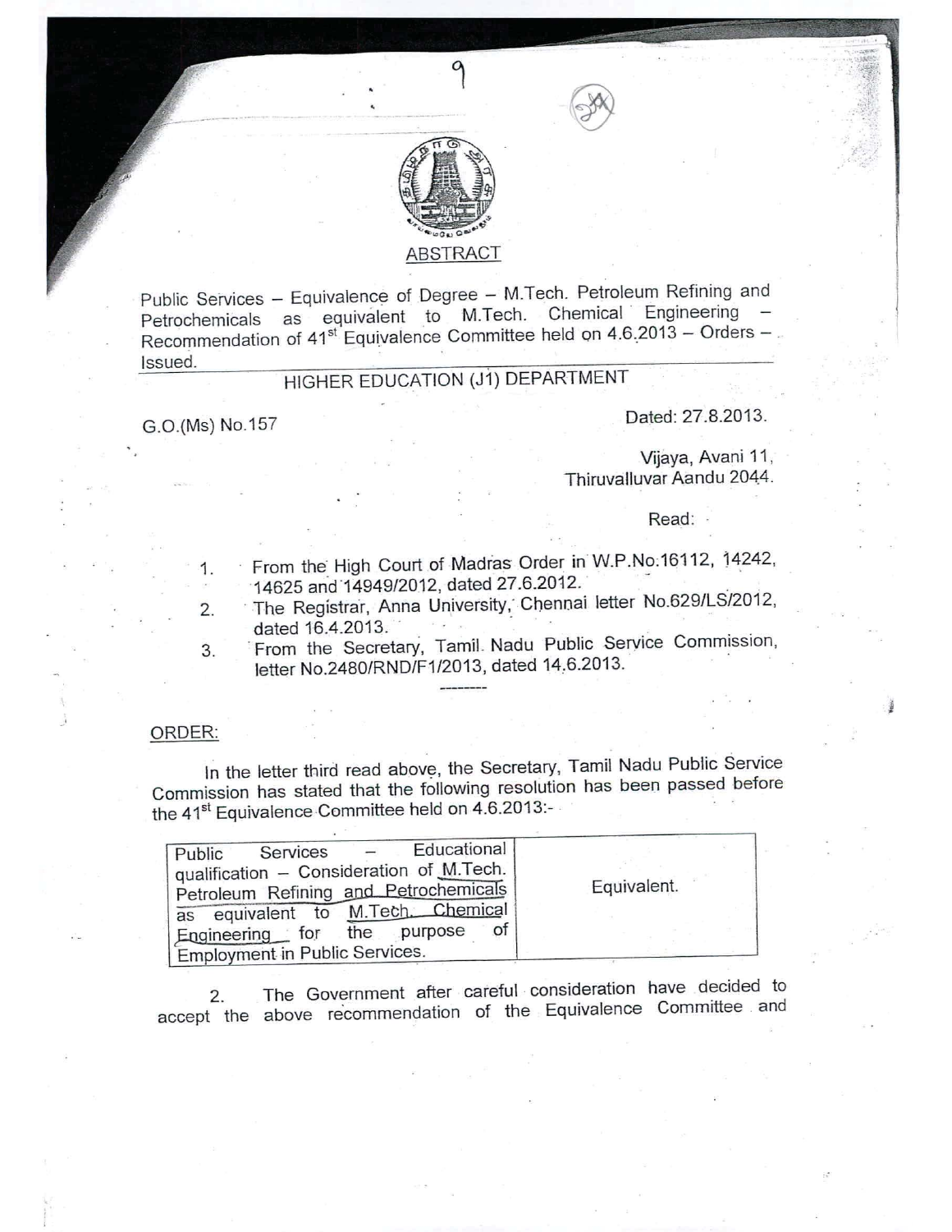## ABSTRACT

Public Services – Equivalence of Degree – M.Tech. Petroleum Refining and Petrochemicals as equivalent to M.Tech. Chemical Engineering – Recommendation of 41st Equivalence Committee held on 4.6.2013 – Orders – Issued.

### HIGHER EDUCATION (J1) DEPARTMENT

G.O.(Ms) No.157 Dated: 27.8.2013.

Vijaya, Avani 11,
Thiruvalluvar Aandu 2044.

Read:

1. From the High Court of Madras Order in W.P.No.16112, 14242, 14625 and 14949/2012, dated 27.6.2012.
2. The Registrar, Anna University, Chennai letter No.629/LS/2012, dated 16.4.2013.
3. From the Secretary, Tamil Nadu Public Service Commission, letter No.2480/RND/F1/2013, dated 14.6.2013.

--------

ORDER:

In the letter third read above, the Secretary, Tamil Nadu Public Service Commission has stated that the following resolution has been passed before the 41st Equivalence Committee held on 4.6.2013:-

| | |
|---|---|
| Public Services – Educational qualification – Consideration of M.Tech. Petroleum Refining and Petrochemicals as equivalent to M.Tech. Chemical Engineering for the purpose of Employment in Public Services. | Equivalent. |

2. The Government after careful consideration have decided to accept the above recommendation of the Equivalence Committee and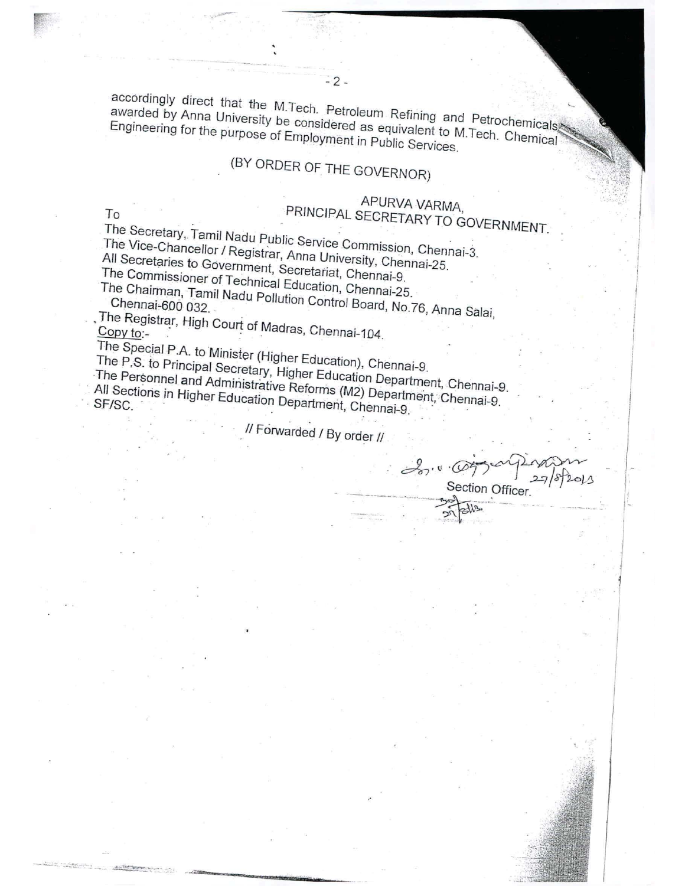accordingly direct that the M.Tech. Petroleum Refining and Petrochemicals awarded by Anna University be considered as equivalent to M.Tech. Chemical Engineering for the purpose of Employment in Public Services.

(BY ORDER OF THE GOVERNOR)

APURVA VARMA,
PRINCIPAL SECRETARY TO GOVERNMENT.

To
The Secretary, Tamil Nadu Public Service Commission, Chennai-3.
The Vice-Chancellor / Registrar, Anna University, Chennai-25.
All Secretaries to Government, Secretariat, Chennai-9.
The Commissioner of Technical Education, Chennai-25.
The Chairman, Tamil Nadu Pollution Control Board, No.76, Anna Salai, Chennai-600 032.
The Registrar, High Court of Madras, Chennai-104.

Copy to:-
The Special P.A. to Minister (Higher Education), Chennai-9.
The P.S. to Principal Secretary, Higher Education Department, Chennai-9.
The Personnel and Administrative Reforms (M2) Department, Chennai-9.
All Sections in Higher Education Department, Chennai-9.
SF/SC.

// Forwarded / By order //

27/8/2013
Section Officer.